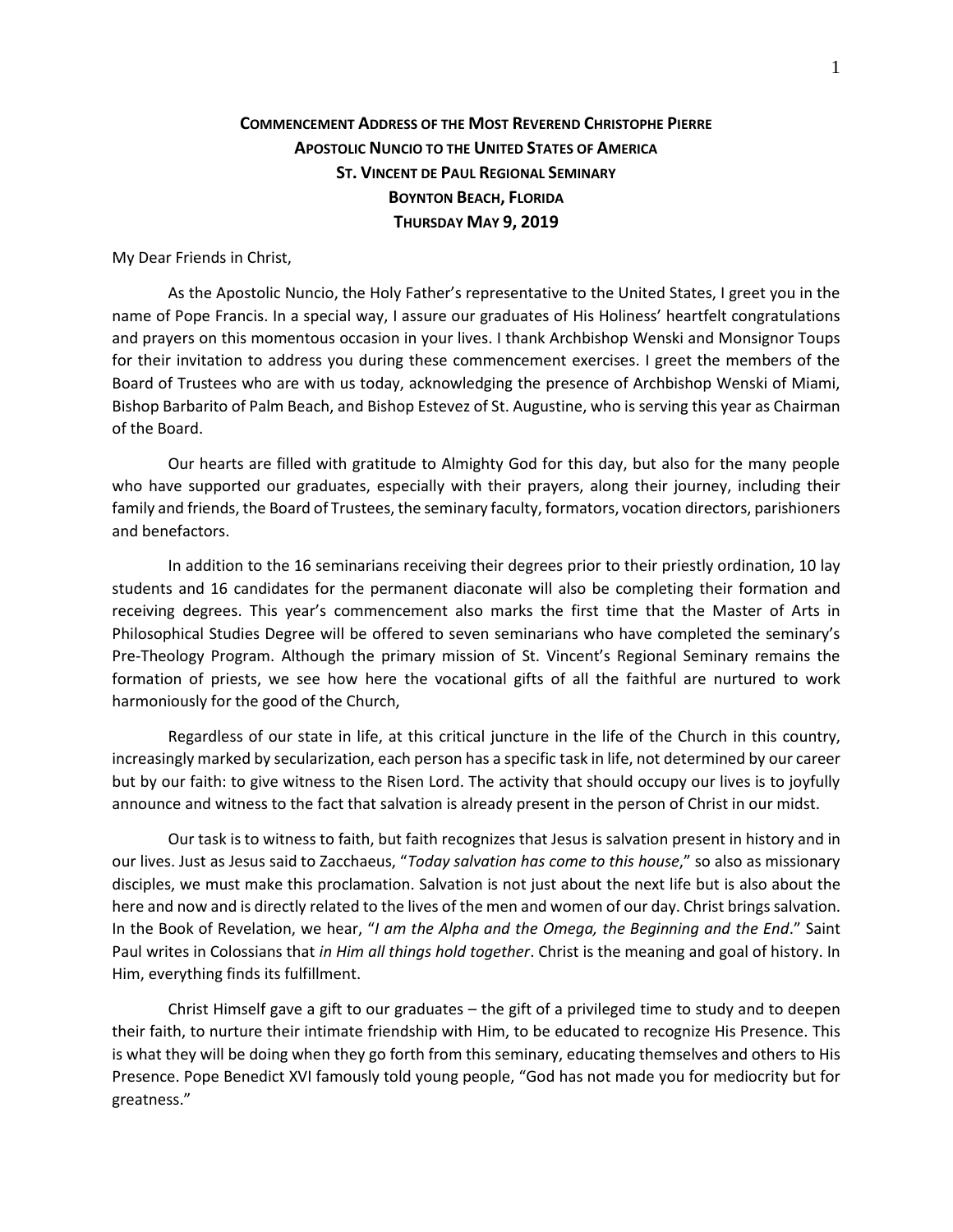# Commencement Address of the Most Reverend Christophe Pierre
## Apostolic Nuncio to the United States of America
## St. Vincent de Paul Regional Seminary
## Boynton Beach, Florida
## Thursday May 9, 2019

My Dear Friends in Christ,

As the Apostolic Nuncio, the Holy Father's representative to the United States, I greet you in the name of Pope Francis. In a special way, I assure our graduates of His Holiness' heartfelt congratulations and prayers on this momentous occasion in your lives. I thank Archbishop Wenski and Monsignor Toups for their invitation to address you during these commencement exercises. I greet the members of the Board of Trustees who are with us today, acknowledging the presence of Archbishop Wenski of Miami, Bishop Barbarito of Palm Beach, and Bishop Estevez of St. Augustine, who is serving this year as Chairman of the Board.

Our hearts are filled with gratitude to Almighty God for this day, but also for the many people who have supported our graduates, especially with their prayers, along their journey, including their family and friends, the Board of Trustees, the seminary faculty, formators, vocation directors, parishioners and benefactors.

In addition to the 16 seminarians receiving their degrees prior to their priestly ordination, 10 lay students and 16 candidates for the permanent diaconate will also be completing their formation and receiving degrees. This year's commencement also marks the first time that the Master of Arts in Philosophical Studies Degree will be offered to seven seminarians who have completed the seminary's Pre-Theology Program. Although the primary mission of St. Vincent's Regional Seminary remains the formation of priests, we see how here the vocational gifts of all the faithful are nurtured to work harmoniously for the good of the Church,

Regardless of our state in life, at this critical juncture in the life of the Church in this country, increasingly marked by secularization, each person has a specific task in life, not determined by our career but by our faith: to give witness to the Risen Lord. The activity that should occupy our lives is to joyfully announce and witness to the fact that salvation is already present in the person of Christ in our midst.

Our task is to witness to faith, but faith recognizes that Jesus is salvation present in history and in our lives. Just as Jesus said to Zacchaeus, "*Today salvation has come to this house*," so also as missionary disciples, we must make this proclamation. Salvation is not just about the next life but is also about the here and now and is directly related to the lives of the men and women of our day. Christ brings salvation. In the Book of Revelation, we hear, "*I am the Alpha and the Omega, the Beginning and the End*." Saint Paul writes in Colossians that *in Him all things hold together*. Christ is the meaning and goal of history. In Him, everything finds its fulfillment.

Christ Himself gave a gift to our graduates – the gift of a privileged time to study and to deepen their faith, to nurture their intimate friendship with Him, to be educated to recognize His Presence. This is what they will be doing when they go forth from this seminary, educating themselves and others to His Presence. Pope Benedict XVI famously told young people, "God has not made you for mediocrity but for greatness."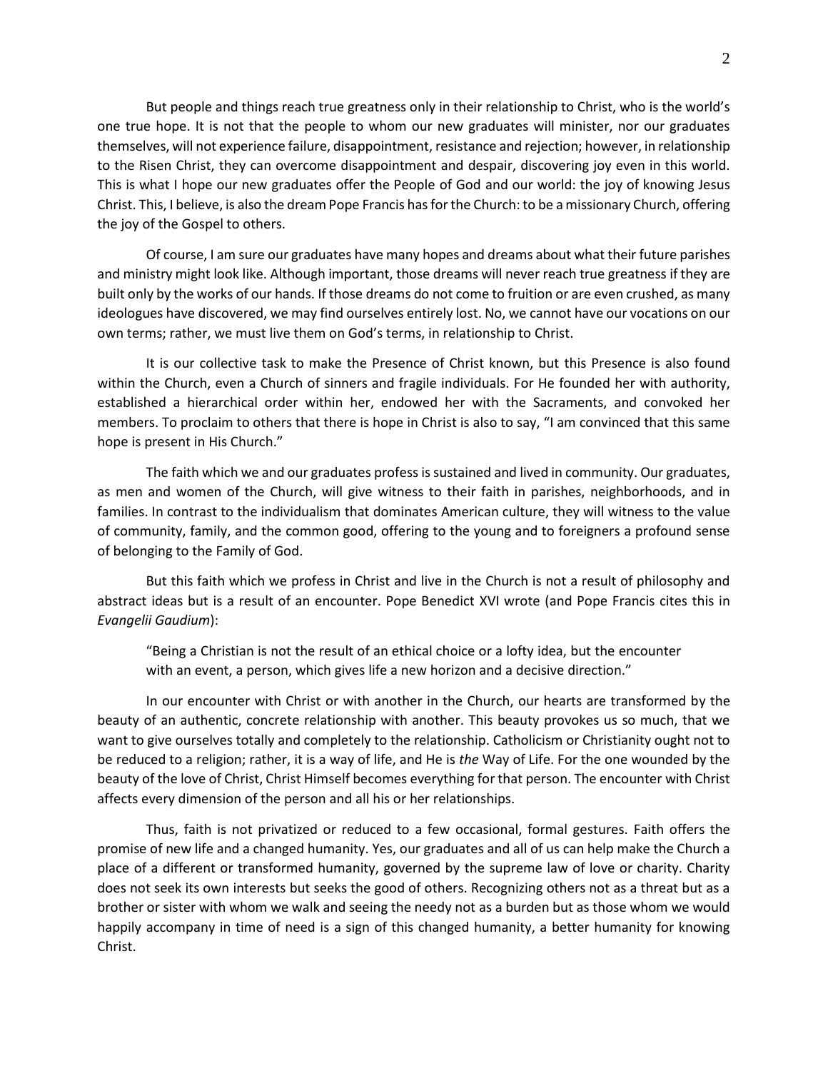But people and things reach true greatness only in their relationship to Christ, who is the world's one true hope. It is not that the people to whom our new graduates will minister, nor our graduates themselves, will not experience failure, disappointment, resistance and rejection; however, in relationship to the Risen Christ, they can overcome disappointment and despair, discovering joy even in this world. This is what I hope our new graduates offer the People of God and our world: the joy of knowing Jesus Christ. This, I believe, is also the dream Pope Francis has for the Church: to be a missionary Church, offering the joy of the Gospel to others.

Of course, I am sure our graduates have many hopes and dreams about what their future parishes and ministry might look like. Although important, those dreams will never reach true greatness if they are built only by the works of our hands. If those dreams do not come to fruition or are even crushed, as many ideologues have discovered, we may find ourselves entirely lost. No, we cannot have our vocations on our own terms; rather, we must live them on God's terms, in relationship to Christ.

It is our collective task to make the Presence of Christ known, but this Presence is also found within the Church, even a Church of sinners and fragile individuals. For He founded her with authority, established a hierarchical order within her, endowed her with the Sacraments, and convoked her members. To proclaim to others that there is hope in Christ is also to say, "I am convinced that this same hope is present in His Church."

The faith which we and our graduates profess is sustained and lived in community. Our graduates, as men and women of the Church, will give witness to their faith in parishes, neighborhoods, and in families. In contrast to the individualism that dominates American culture, they will witness to the value of community, family, and the common good, offering to the young and to foreigners a profound sense of belonging to the Family of God.

But this faith which we profess in Christ and live in the Church is not a result of philosophy and abstract ideas but is a result of an encounter. Pope Benedict XVI wrote (and Pope Francis cites this in *Evangelii Gaudium*):

> "Being a Christian is not the result of an ethical choice or a lofty idea, but the encounter with an event, a person, which gives life a new horizon and a decisive direction."

In our encounter with Christ or with another in the Church, our hearts are transformed by the beauty of an authentic, concrete relationship with another. This beauty provokes us so much, that we want to give ourselves totally and completely to the relationship. Catholicism or Christianity ought not to be reduced to a religion; rather, it is a way of life, and He is *the* Way of Life. For the one wounded by the beauty of the love of Christ, Christ Himself becomes everything for that person. The encounter with Christ affects every dimension of the person and all his or her relationships.

Thus, faith is not privatized or reduced to a few occasional, formal gestures. Faith offers the promise of new life and a changed humanity. Yes, our graduates and all of us can help make the Church a place of a different or transformed humanity, governed by the supreme law of love or charity. Charity does not seek its own interests but seeks the good of others. Recognizing others not as a threat but as a brother or sister with whom we walk and seeing the needy not as a burden but as those whom we would happily accompany in time of need is a sign of this changed humanity, a better humanity for knowing Christ.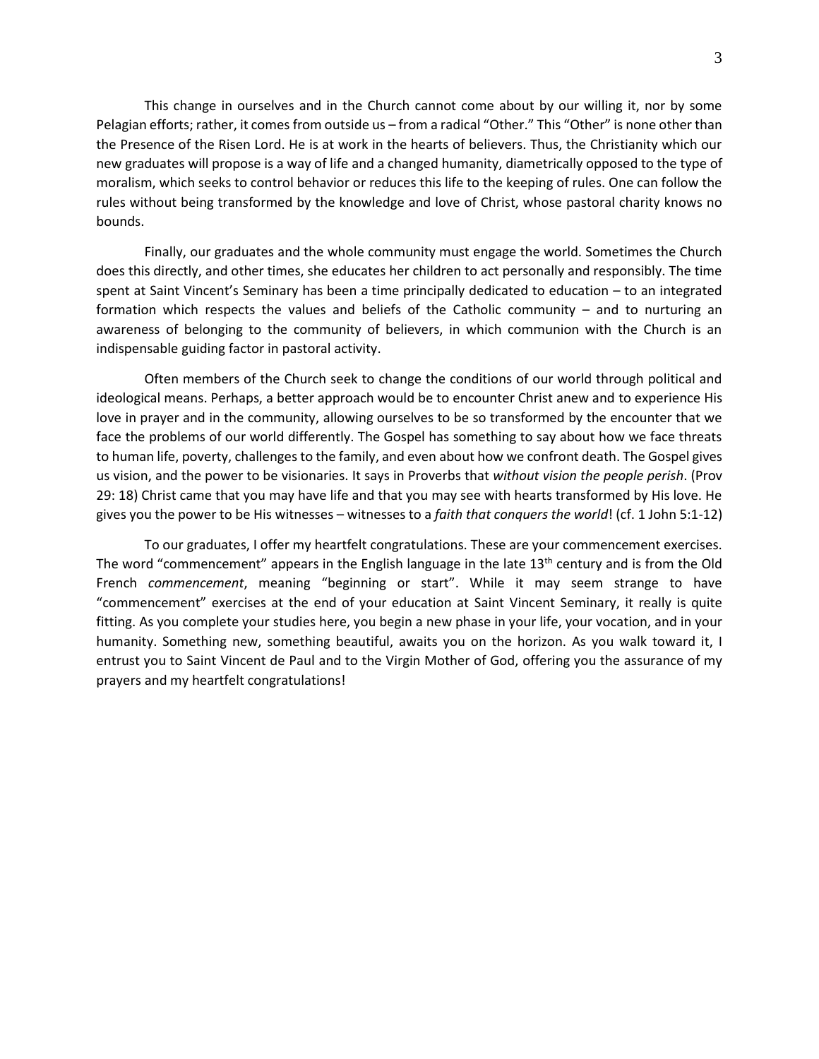This change in ourselves and in the Church cannot come about by our willing it, nor by some Pelagian efforts; rather, it comes from outside us – from a radical "Other." This "Other" is none other than the Presence of the Risen Lord. He is at work in the hearts of believers. Thus, the Christianity which our new graduates will propose is a way of life and a changed humanity, diametrically opposed to the type of moralism, which seeks to control behavior or reduces this life to the keeping of rules. One can follow the rules without being transformed by the knowledge and love of Christ, whose pastoral charity knows no bounds.

Finally, our graduates and the whole community must engage the world. Sometimes the Church does this directly, and other times, she educates her children to act personally and responsibly. The time spent at Saint Vincent's Seminary has been a time principally dedicated to education – to an integrated formation which respects the values and beliefs of the Catholic community – and to nurturing an awareness of belonging to the community of believers, in which communion with the Church is an indispensable guiding factor in pastoral activity.

Often members of the Church seek to change the conditions of our world through political and ideological means. Perhaps, a better approach would be to encounter Christ anew and to experience His love in prayer and in the community, allowing ourselves to be so transformed by the encounter that we face the problems of our world differently. The Gospel has something to say about how we face threats to human life, poverty, challenges to the family, and even about how we confront death. The Gospel gives us vision, and the power to be visionaries. It says in Proverbs that *without vision the people perish*. (Prov 29: 18) Christ came that you may have life and that you may see with hearts transformed by His love. He gives you the power to be His witnesses – witnesses to a *faith that conquers the world*! (cf. 1 John 5:1-12)

To our graduates, I offer my heartfelt congratulations. These are your commencement exercises. The word "commencement" appears in the English language in the late 13th century and is from the Old French *commencement*, meaning "beginning or start". While it may seem strange to have "commencement" exercises at the end of your education at Saint Vincent Seminary, it really is quite fitting. As you complete your studies here, you begin a new phase in your life, your vocation, and in your humanity. Something new, something beautiful, awaits you on the horizon. As you walk toward it, I entrust you to Saint Vincent de Paul and to the Virgin Mother of God, offering you the assurance of my prayers and my heartfelt congratulations!